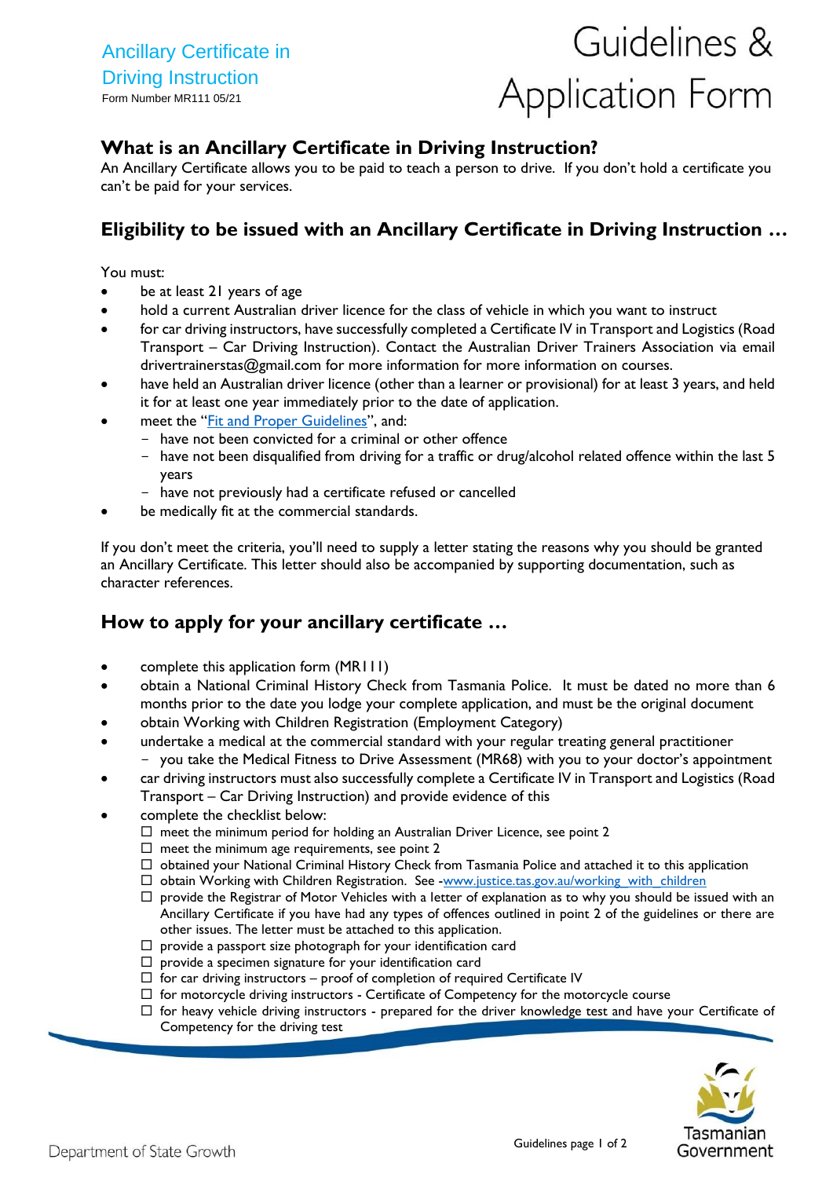Ancillary Certificate in Driving Instruction

Form Number MR111 05/21

# Guidelines & Application Form

## What is an Ancillary Certificate in Driving Instruction?

An Ancillary Certificate allows you to be paid to teach a person to drive. If you don't hold a certificate you can't be paid for your services.

## Eligibility to be issued with an Ancillary Certificate in Driving Instruction …

You must:

- be at least 21 years of age
- hold a current Australian driver licence for the class of vehicle in which you want to instruct
- for car driving instructors, have successfully completed a Certificate IV in Transport and Logistics (Road Transport – Car Driving Instruction). Contact the Australian Driver Trainers Association via email drivertrainerstas@gmail.com for more information for more information on courses.
- have held an Australian driver licence (other than a learner or provisional) for at least 3 years, and held it for at least one year immediately prior to the date of application.
- meet the "[Fit and Proper Guidelines](#)", and:
  - have not been convicted for a criminal or other offence
  - have not been disqualified from driving for a traffic or drug/alcohol related offence within the last 5 years
  - have not previously had a certificate refused or cancelled
- be medically fit at the commercial standards.

If you don't meet the criteria, you'll need to supply a letter stating the reasons why you should be granted an Ancillary Certificate. This letter should also be accompanied by supporting documentation, such as character references.

## How to apply for your ancillary certificate …

- complete this application form (MR111)
- obtain a National Criminal History Check from Tasmania Police. It must be dated no more than 6 months prior to the date you lodge your complete application, and must be the original document
- obtain Working with Children Registration (Employment Category)
- undertake a medical at the commercial standard with your regular treating general practitioner
  - you take the Medical Fitness to Drive Assessment (MR68) with you to your doctor's appointment
- car driving instructors must also successfully complete a Certificate IV in Transport and Logistics (Road Transport – Car Driving Instruction) and provide evidence of this
- complete the checklist below:
  - ☐ meet the minimum period for holding an Australian Driver Licence, see point 2
  - ☐ meet the minimum age requirements, see point 2
  - ☐ obtained your National Criminal History Check from Tasmania Police and attached it to this application
  - ☐ obtain Working with Children Registration. See -[www.justice.tas.gov.au/working_with_children](www.justice.tas.gov.au/working_with_children)
  - ☐ provide the Registrar of Motor Vehicles with a letter of explanation as to why you should be issued with an Ancillary Certificate if you have had any types of offences outlined in point 2 of the guidelines or there are other issues. The letter must be attached to this application.
  - ☐ provide a passport size photograph for your identification card
  - ☐ provide a specimen signature for your identification card
  - ☐ for car driving instructors – proof of completion of required Certificate IV
  - ☐ for motorcycle driving instructors - Certificate of Competency for the motorcycle course
  - ☐ for heavy vehicle driving instructors - prepared for the driver knowledge test and have your Certificate of Competency for the driving test

Department of State Growth

Tasmanian Government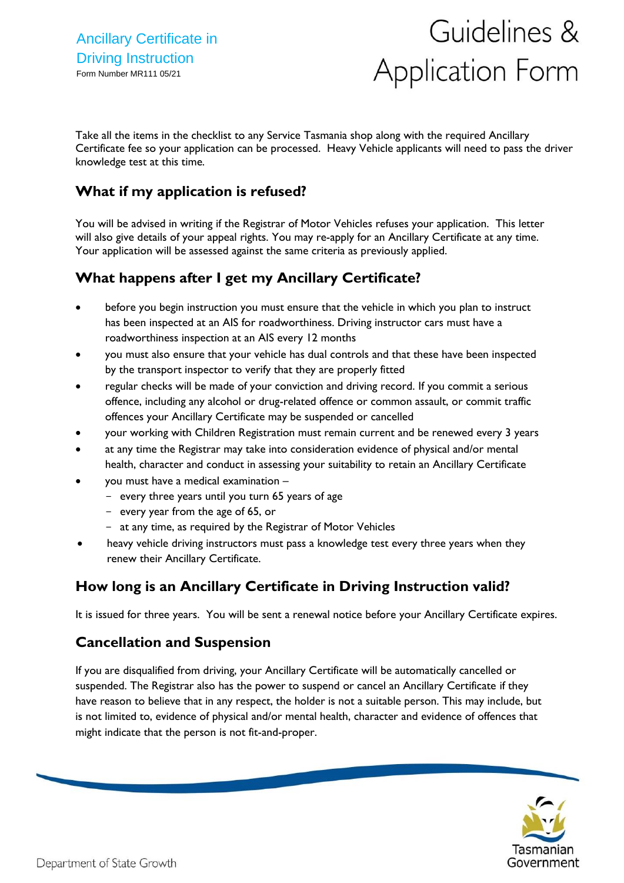Take all the items in the checklist to any Service Tasmania shop along with the required Ancillary Certificate fee so your application can be processed. Heavy Vehicle applicants will need to pass the driver knowledge test at this time.

## What if my application is refused?

You will be advised in writing if the Registrar of Motor Vehicles refuses your application. This letter will also give details of your appeal rights. You may re-apply for an Ancillary Certificate at any time. Your application will be assessed against the same criteria as previously applied.

## What happens after I get my Ancillary Certificate?

- before you begin instruction you must ensure that the vehicle in which you plan to instruct has been inspected at an AIS for roadworthiness. Driving instructor cars must have a roadworthiness inspection at an AIS every 12 months
- you must also ensure that your vehicle has dual controls and that these have been inspected by the transport inspector to verify that they are properly fitted
- regular checks will be made of your conviction and driving record. If you commit a serious offence, including any alcohol or drug-related offence or common assault, or commit traffic offences your Ancillary Certificate may be suspended or cancelled
- your working with Children Registration must remain current and be renewed every 3 years
- at any time the Registrar may take into consideration evidence of physical and/or mental health, character and conduct in assessing your suitability to retain an Ancillary Certificate
- you must have a medical examination –
  - every three years until you turn 65 years of age
  - every year from the age of 65, or
  - at any time, as required by the Registrar of Motor Vehicles
- heavy vehicle driving instructors must pass a knowledge test every three years when they renew their Ancillary Certificate.

## How long is an Ancillary Certificate in Driving Instruction valid?

It is issued for three years. You will be sent a renewal notice before your Ancillary Certificate expires.

## Cancellation and Suspension

If you are disqualified from driving, your Ancillary Certificate will be automatically cancelled or suspended. The Registrar also has the power to suspend or cancel an Ancillary Certificate if they have reason to believe that in any respect, the holder is not a suitable person. This may include, but is not limited to, evidence of physical and/or mental health, character and evidence of offences that might indicate that the person is not fit-and-proper.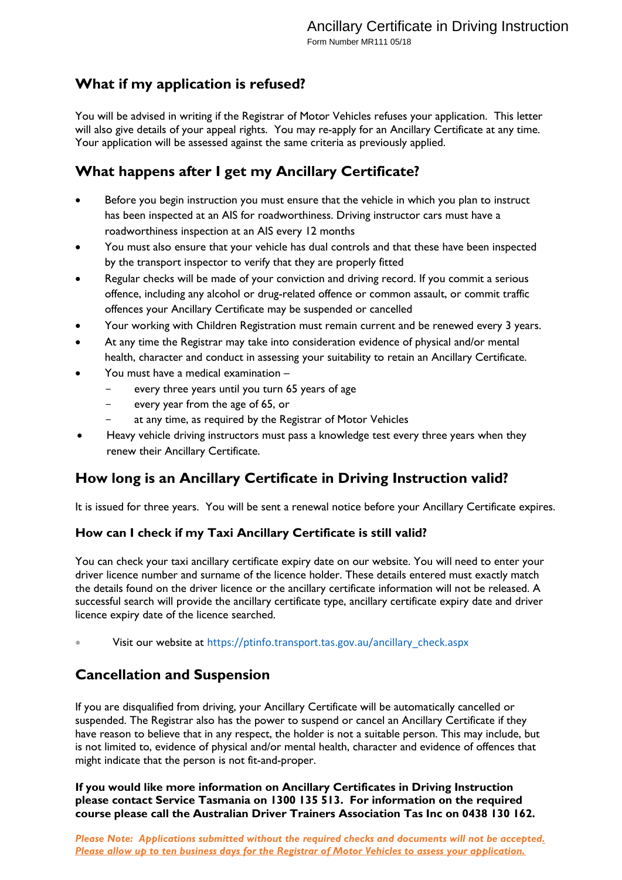## What if my application is refused?

You will be advised in writing if the Registrar of Motor Vehicles refuses your application. This letter will also give details of your appeal rights. You may re-apply for an Ancillary Certificate at any time. Your application will be assessed against the same criteria as previously applied.

## What happens after I get my Ancillary Certificate?

- Before you begin instruction you must ensure that the vehicle in which you plan to instruct has been inspected at an AIS for roadworthiness. Driving instructor cars must have a roadworthiness inspection at an AIS every 12 months
- You must also ensure that your vehicle has dual controls and that these have been inspected by the transport inspector to verify that they are properly fitted
- Regular checks will be made of your conviction and driving record. If you commit a serious offence, including any alcohol or drug-related offence or common assault, or commit traffic offences your Ancillary Certificate may be suspended or cancelled
- Your working with Children Registration must remain current and be renewed every 3 years.
- At any time the Registrar may take into consideration evidence of physical and/or mental health, character and conduct in assessing your suitability to retain an Ancillary Certificate.
- You must have a medical examination –
  - every three years until you turn 65 years of age
  - every year from the age of 65, or
  - at any time, as required by the Registrar of Motor Vehicles
- Heavy vehicle driving instructors must pass a knowledge test every three years when they renew their Ancillary Certificate.

## How long is an Ancillary Certificate in Driving Instruction valid?

It is issued for three years. You will be sent a renewal notice before your Ancillary Certificate expires.

### How can I check if my Taxi Ancillary Certificate is still valid?

You can check your taxi ancillary certificate expiry date on our website. You will need to enter your driver licence number and surname of the licence holder. These details entered must exactly match the details found on the driver licence or the ancillary certificate information will not be released. A successful search will provide the ancillary certificate type, ancillary certificate expiry date and driver licence expiry date of the licence searched.

- Visit our website at https://ptinfo.transport.tas.gov.au/ancillary_check.aspx

## Cancellation and Suspension

If you are disqualified from driving, your Ancillary Certificate will be automatically cancelled or suspended. The Registrar also has the power to suspend or cancel an Ancillary Certificate if they have reason to believe that in any respect, the holder is not a suitable person. This may include, but is not limited to, evidence of physical and/or mental health, character and evidence of offences that might indicate that the person is not fit-and-proper.

**If you would like more information on Ancillary Certificates in Driving Instruction please contact Service Tasmania on 1300 135 513. For information on the required course please call the Australian Driver Trainers Association Tas Inc on 0438 130 162.**

***Please Note: Applications submitted without the required checks and documents will not be accepted. Please allow up to ten business days for the Registrar of Motor Vehicles to assess your application.***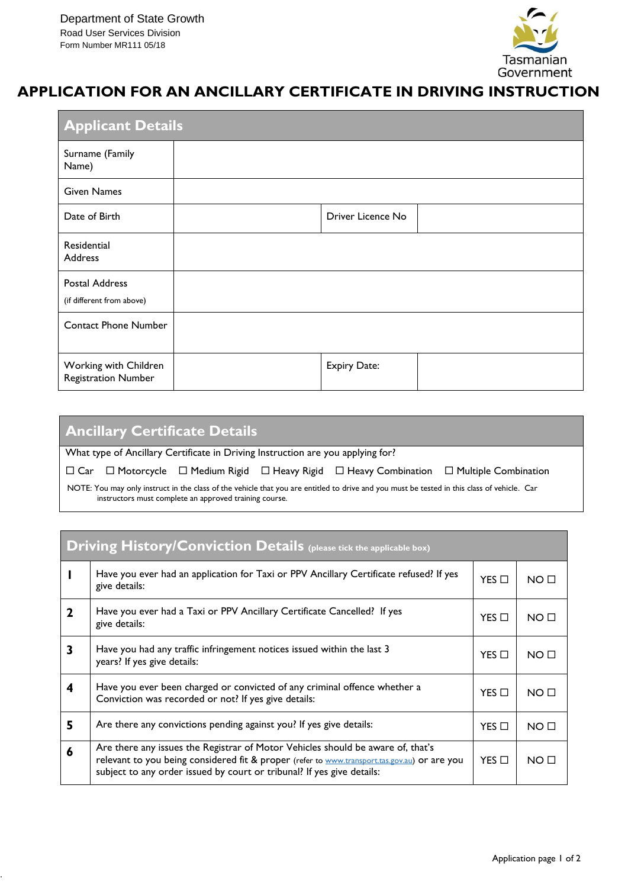Department of State Growth
Road User Services Division
Form Number MR111 05/18

Tasmanian Government

# APPLICATION FOR AN ANCILLARY CERTIFICATE IN DRIVING INSTRUCTION

| Applicant Details | | | |
|---|---|---|---|
| Surname (Family Name) | | | |
| Given Names | | | |
| Date of Birth | | Driver Licence No | |
| Residential Address | | | |
| Postal Address (if different from above) | | | |
| Contact Phone Number | | | |
| Working with Children Registration Number | | Expiry Date: | |

## Ancillary Certificate Details

What type of Ancillary Certificate in Driving Instruction are you applying for?

☐ Car ☐ Motorcycle ☐ Medium Rigid ☐ Heavy Rigid ☐ Heavy Combination ☐ Multiple Combination

NOTE: You may only instruct in the class of the vehicle that you are entitled to drive and you must be tested in this class of vehicle. Car instructors must complete an approved training course.

## Driving History/Conviction Details (please tick the applicable box)

| | | | |
|---|---|---|---|
| **1** | Have you ever had an application for Taxi or PPV Ancillary Certificate refused? If yes give details: | YES ☐ | NO ☐ |
| **2** | Have you ever had a Taxi or PPV Ancillary Certificate Cancelled? If yes give details: | YES ☐ | NO ☐ |
| **3** | Have you had any traffic infringement notices issued within the last 3 years? If yes give details: | YES ☐ | NO ☐ |
| **4** | Have you ever been charged or convicted of any criminal offence whether a Conviction was recorded or not? If yes give details: | YES ☐ | NO ☐ |
| **5** | Are there any convictions pending against you? If yes give details: | YES ☐ | NO ☐ |
| **6** | Are there any issues the Registrar of Motor Vehicles should be aware of, that's relevant to you being considered fit & proper (refer to www.transport.tas.gov.au) or are you subject to any order issued by court or tribunal? If yes give details: | YES ☐ | NO ☐ |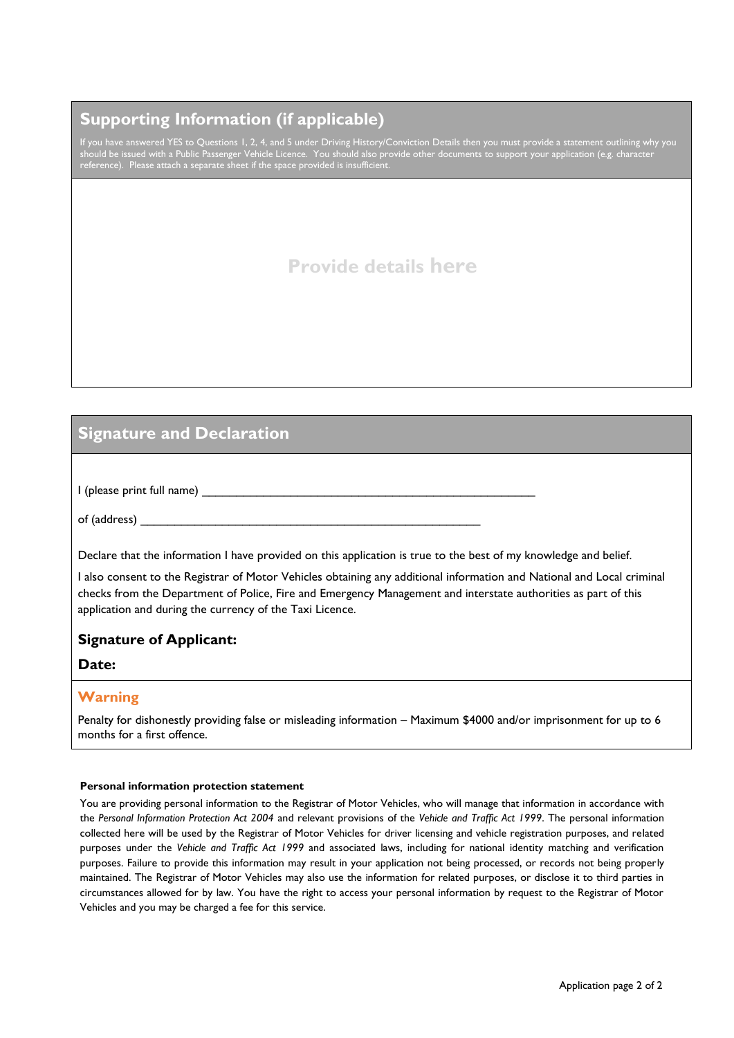## Supporting Information (if applicable)

If you have answered YES to Questions 1, 2, 4, and 5 under Driving History/Conviction Details then you must provide a statement outlining why you should be issued with a Public Passenger Vehicle Licence. You should also provide other documents to support your application (e.g. character reference). Please attach a separate sheet if the space provided is insufficient.

Provide details here

## Signature and Declaration

I (please print full name) ________________________________________________________

of (address) ________________________________________________________

Declare that the information I have provided on this application is true to the best of my knowledge and belief.

I also consent to the Registrar of Motor Vehicles obtaining any additional information and National and Local criminal checks from the Department of Police, Fire and Emergency Management and interstate authorities as part of this application and during the currency of the Taxi Licence.

### Signature of Applicant:

### Date:

### Warning

Penalty for dishonestly providing false or misleading information – Maximum $4000 and/or imprisonment for up to 6 months for a first offence.

**Personal information protection statement**

You are providing personal information to the Registrar of Motor Vehicles, who will manage that information in accordance with the *Personal Information Protection Act 2004* and relevant provisions of the *Vehicle and Traffic Act 1999*. The personal information collected here will be used by the Registrar of Motor Vehicles for driver licensing and vehicle registration purposes, and related purposes under the *Vehicle and Traffic Act 1999* and associated laws, including for national identity matching and verification purposes. Failure to provide this information may result in your application not being processed, or records not being properly maintained. The Registrar of Motor Vehicles may also use the information for related purposes, or disclose it to third parties in circumstances allowed for by law. You have the right to access your personal information by request to the Registrar of Motor Vehicles and you may be charged a fee for this service.